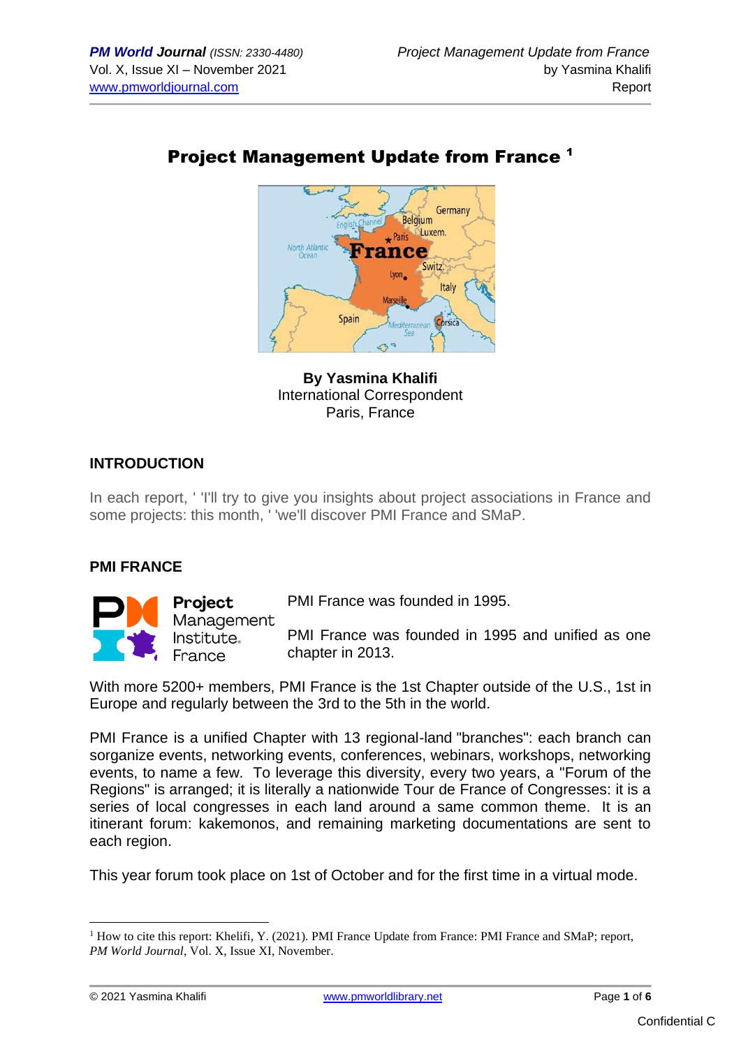# Project Management Update from France [1]

**By Yasmina Khalifi**
International Correspondent
Paris, France

## INTRODUCTION

In each report, ' 'I'll try to give you insights about project associations in France and some projects: this month, ' 'we'll discover PMI France and SMaP.

## PMI FRANCE

PMI France was founded in 1995.

PMI France was founded in 1995 and unified as one chapter in 2013.

With more 5200+ members, PMI France is the 1st Chapter outside of the U.S., 1st in Europe and regularly between the 3rd to the 5th in the world.

PMI France is a unified Chapter with 13 regional-land "branches": each branch can sorganize events, networking events, conferences, webinars, workshops, networking events, to name a few. To leverage this diversity, every two years, a "Forum of the Regions" is arranged; it is literally a nationwide Tour de France of Congresses: it is a series of local congresses in each land around a same common theme. It is an itinerant forum: kakemonos, and remaining marketing documentations are sent to each region.

This year forum took place on 1st of October and for the first time in a virtual mode.

---

[1] How to cite this report: Khelifi, Y. (2021). PMI France Update from France: PMI France and SMaP; report, *PM World Journal*, Vol. X, Issue XI, November.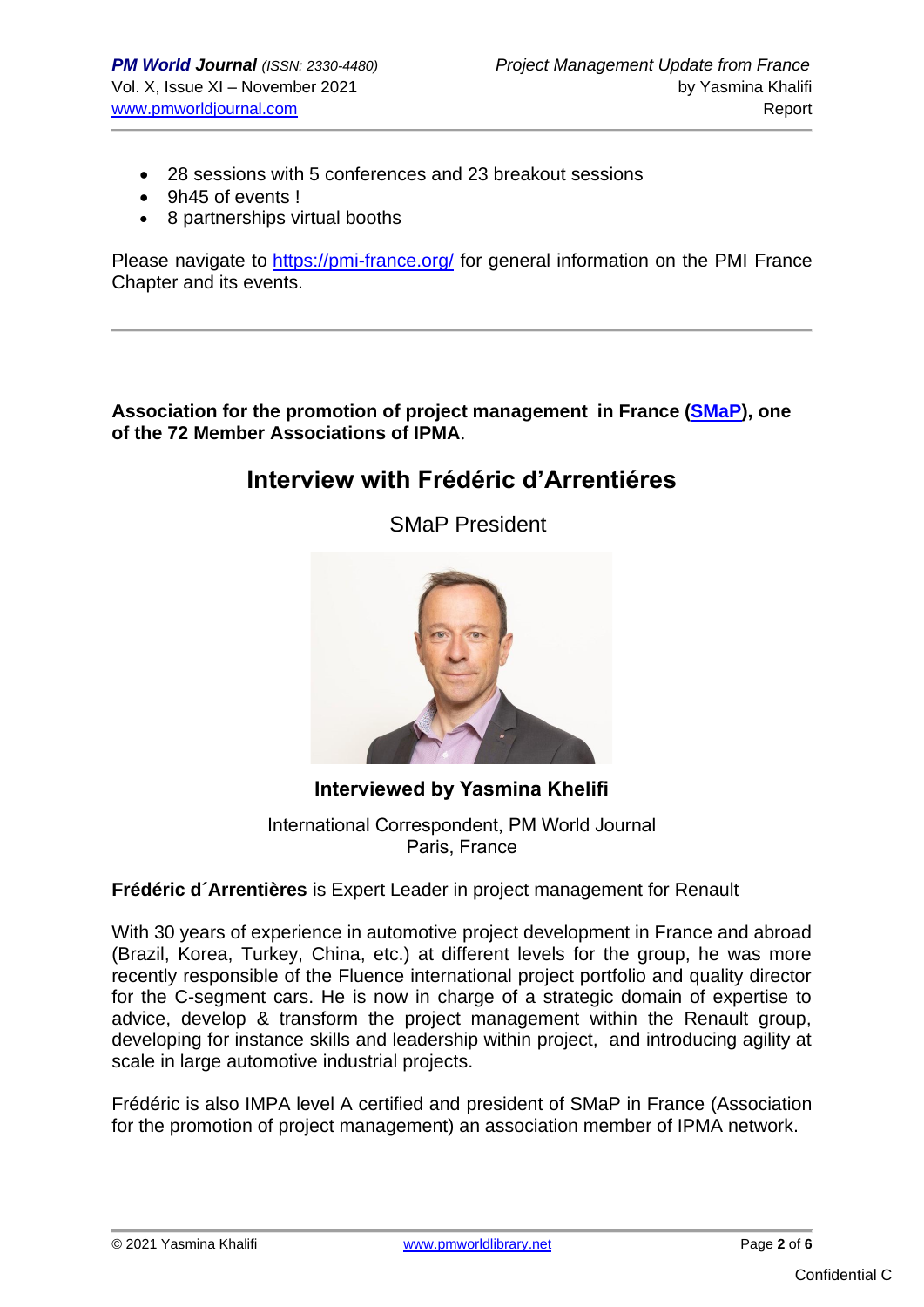- 28 sessions with 5 conferences and 23 breakout sessions
- 9h45 of events !
- 8 partnerships virtual booths

Please navigate to https://pmi-france.org/ for general information on the PMI France Chapter and its events.

---

**Association for the promotion of project management in France ([SMaP](SMaP)), one of the 72 Member Associations of IPMA**.

## Interview with Frédéric d'Arrentiéres

SMaP President

**Interviewed by Yasmina Khelifi**

International Correspondent, PM World Journal
Paris, France

**Frédéric d´Arrentières** is Expert Leader in project management for Renault

With 30 years of experience in automotive project development in France and abroad (Brazil, Korea, Turkey, China, etc.) at different levels for the group, he was more recently responsible of the Fluence international project portfolio and quality director for the C-segment cars. He is now in charge of a strategic domain of expertise to advice, develop & transform the project management within the Renault group, developing for instance skills and leadership within project, and introducing agility at scale in large automotive industrial projects.

Frédéric is also IMPA level A certified and president of SMaP in France (Association for the promotion of project management) an association member of IPMA network.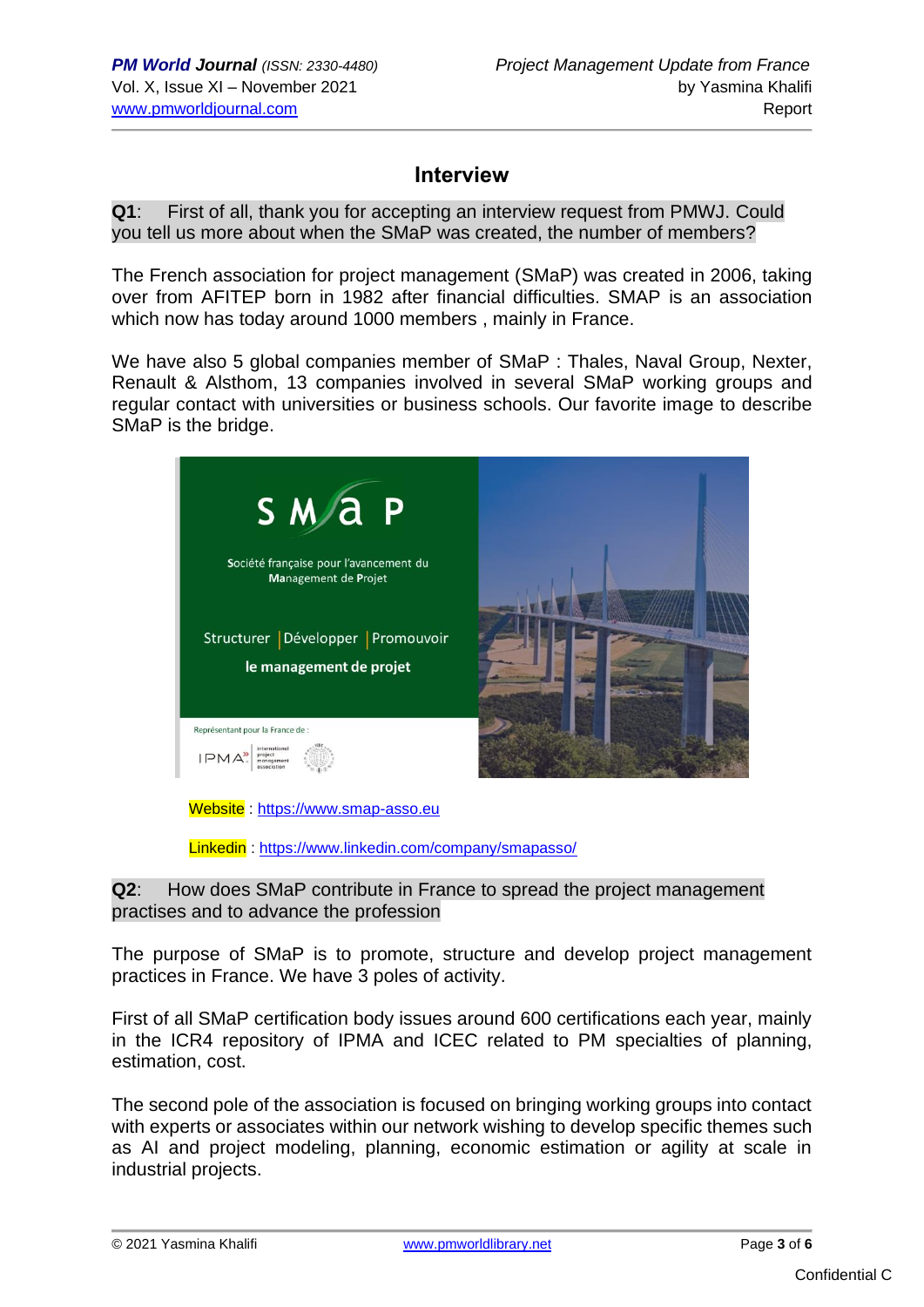## Interview

**Q1**: First of all, thank you for accepting an interview request from PMWJ. Could you tell us more about when the SMaP was created, the number of members?

The French association for project management (SMaP) was created in 2006, taking over from AFITEP born in 1982 after financial difficulties. SMAP is an association which now has today around 1000 members , mainly in France.

We have also 5 global companies member of SMaP : Thales, Naval Group, Nexter, Renault & Alsthom, 13 companies involved in several SMaP working groups and regular contact with universities or business schools. Our favorite image to describe SMaP is the bridge.

Website : https://www.smap-asso.eu

Linkedin : https://www.linkedin.com/company/smapasso/

**Q2**: How does SMaP contribute in France to spread the project management practises and to advance the profession

The purpose of SMaP is to promote, structure and develop project management practices in France. We have 3 poles of activity.

First of all SMaP certification body issues around 600 certifications each year, mainly in the ICR4 repository of IPMA and ICEC related to PM specialties of planning, estimation, cost.

The second pole of the association is focused on bringing working groups into contact with experts or associates within our network wishing to develop specific themes such as AI and project modeling, planning, economic estimation or agility at scale in industrial projects.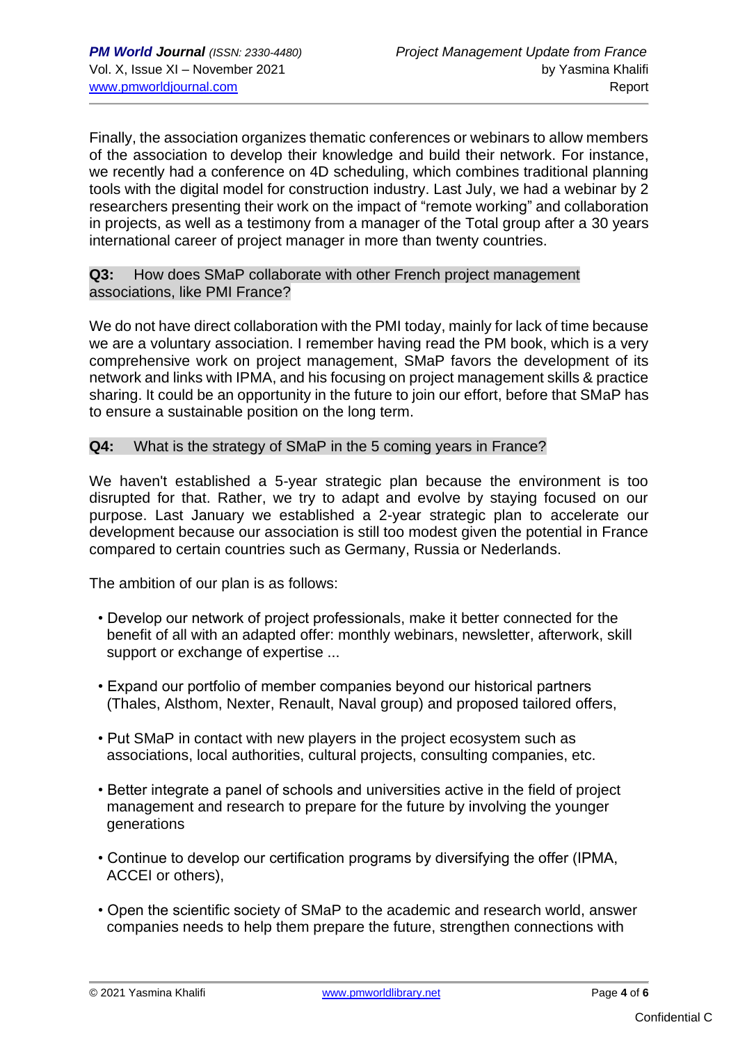Finally, the association organizes thematic conferences or webinars to allow members of the association to develop their knowledge and build their network. For instance, we recently had a conference on 4D scheduling, which combines traditional planning tools with the digital model for construction industry. Last July, we had a webinar by 2 researchers presenting their work on the impact of "remote working" and collaboration in projects, as well as a testimony from a manager of the Total group after a 30 years international career of project manager in more than twenty countries.

**Q3:** How does SMaP collaborate with other French project management associations, like PMI France?

We do not have direct collaboration with the PMI today, mainly for lack of time because we are a voluntary association. I remember having read the PM book, which is a very comprehensive work on project management, SMaP favors the development of its network and links with IPMA, and his focusing on project management skills & practice sharing. It could be an opportunity in the future to join our effort, before that SMaP has to ensure a sustainable position on the long term.

**Q4:** What is the strategy of SMaP in the 5 coming years in France?

We haven't established a 5-year strategic plan because the environment is too disrupted for that. Rather, we try to adapt and evolve by staying focused on our purpose. Last January we established a 2-year strategic plan to accelerate our development because our association is still too modest given the potential in France compared to certain countries such as Germany, Russia or Nederlands.

The ambition of our plan is as follows:

- Develop our network of project professionals, make it better connected for the benefit of all with an adapted offer: monthly webinars, newsletter, afterwork, skill support or exchange of expertise ...
- Expand our portfolio of member companies beyond our historical partners (Thales, Alsthom, Nexter, Renault, Naval group) and proposed tailored offers,
- Put SMaP in contact with new players in the project ecosystem such as associations, local authorities, cultural projects, consulting companies, etc.
- Better integrate a panel of schools and universities active in the field of project management and research to prepare for the future by involving the younger generations
- Continue to develop our certification programs by diversifying the offer (IPMA, ACCEI or others),
- Open the scientific society of SMaP to the academic and research world, answer companies needs to help them prepare the future, strengthen connections with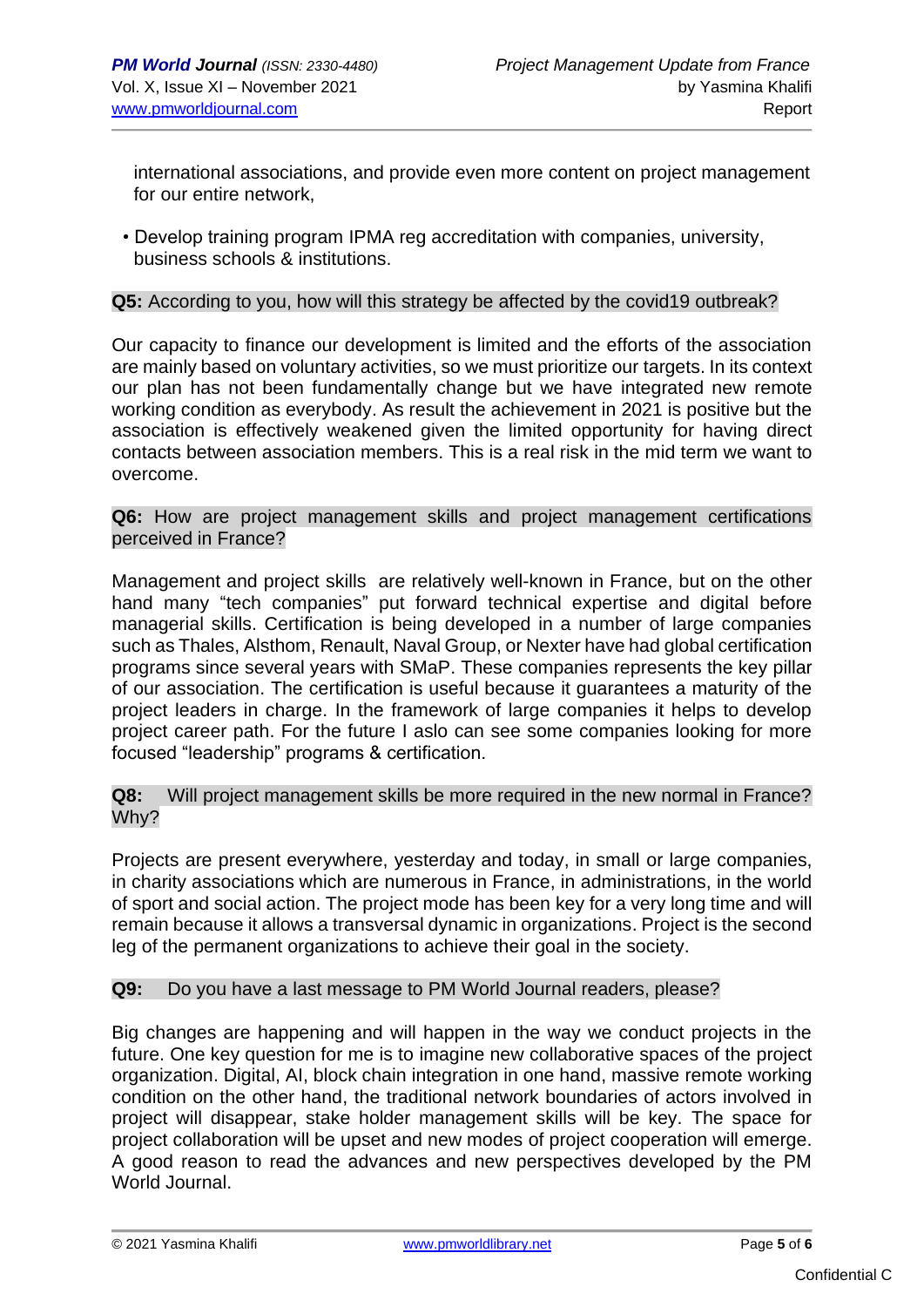international associations, and provide even more content on project management for our entire network,

- Develop training program IPMA reg accreditation with companies, university, business schools & institutions.

**Q5:** According to you, how will this strategy be affected by the covid19 outbreak?

Our capacity to finance our development is limited and the efforts of the association are mainly based on voluntary activities, so we must prioritize our targets. In its context our plan has not been fundamentally change but we have integrated new remote working condition as everybody. As result the achievement in 2021 is positive but the association is effectively weakened given the limited opportunity for having direct contacts between association members. This is a real risk in the mid term we want to overcome.

**Q6:** How are project management skills and project management certifications perceived in France?

Management and project skills are relatively well-known in France, but on the other hand many "tech companies" put forward technical expertise and digital before managerial skills. Certification is being developed in a number of large companies such as Thales, Alsthom, Renault, Naval Group, or Nexter have had global certification programs since several years with SMaP. These companies represents the key pillar of our association. The certification is useful because it guarantees a maturity of the project leaders in charge. In the framework of large companies it helps to develop project career path. For the future I aslo can see some companies looking for more focused "leadership" programs & certification.

**Q8:** Will project management skills be more required in the new normal in France? Why?

Projects are present everywhere, yesterday and today, in small or large companies, in charity associations which are numerous in France, in administrations, in the world of sport and social action. The project mode has been key for a very long time and will remain because it allows a transversal dynamic in organizations. Project is the second leg of the permanent organizations to achieve their goal in the society.

**Q9:** Do you have a last message to PM World Journal readers, please?

Big changes are happening and will happen in the way we conduct projects in the future. One key question for me is to imagine new collaborative spaces of the project organization. Digital, AI, block chain integration in one hand, massive remote working condition on the other hand, the traditional network boundaries of actors involved in project will disappear, stake holder management skills will be key. The space for project collaboration will be upset and new modes of project cooperation will emerge. A good reason to read the advances and new perspectives developed by the PM World Journal.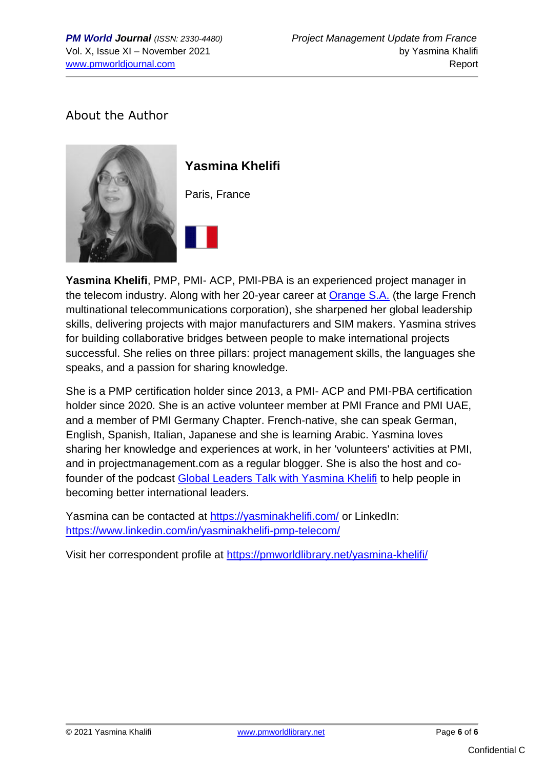## About the Author

### Yasmina Khelifi

Paris, France

**Yasmina Khelifi**, PMP, PMI- ACP, PMI-PBA is an experienced project manager in the telecom industry. Along with her 20-year career at Orange S.A. (the large French multinational telecommunications corporation), she sharpened her global leadership skills, delivering projects with major manufacturers and SIM makers. Yasmina strives for building collaborative bridges between people to make international projects successful. She relies on three pillars: project management skills, the languages she speaks, and a passion for sharing knowledge.

She is a PMP certification holder since 2013, a PMI- ACP and PMI-PBA certification holder since 2020. She is an active volunteer member at PMI France and PMI UAE, and a member of PMI Germany Chapter. French-native, she can speak German, English, Spanish, Italian, Japanese and she is learning Arabic. Yasmina loves sharing her knowledge and experiences at work, in her 'volunteers' activities at PMI, and in projectmanagement.com as a regular blogger. She is also the host and co-founder of the podcast Global Leaders Talk with Yasmina Khelifi to help people in becoming better international leaders.

Yasmina can be contacted at https://yasminakhelifi.com/ or LinkedIn: https://www.linkedin.com/in/yasminakhelifi-pmp-telecom/

Visit her correspondent profile at https://pmworldlibrary.net/yasmina-khelifi/